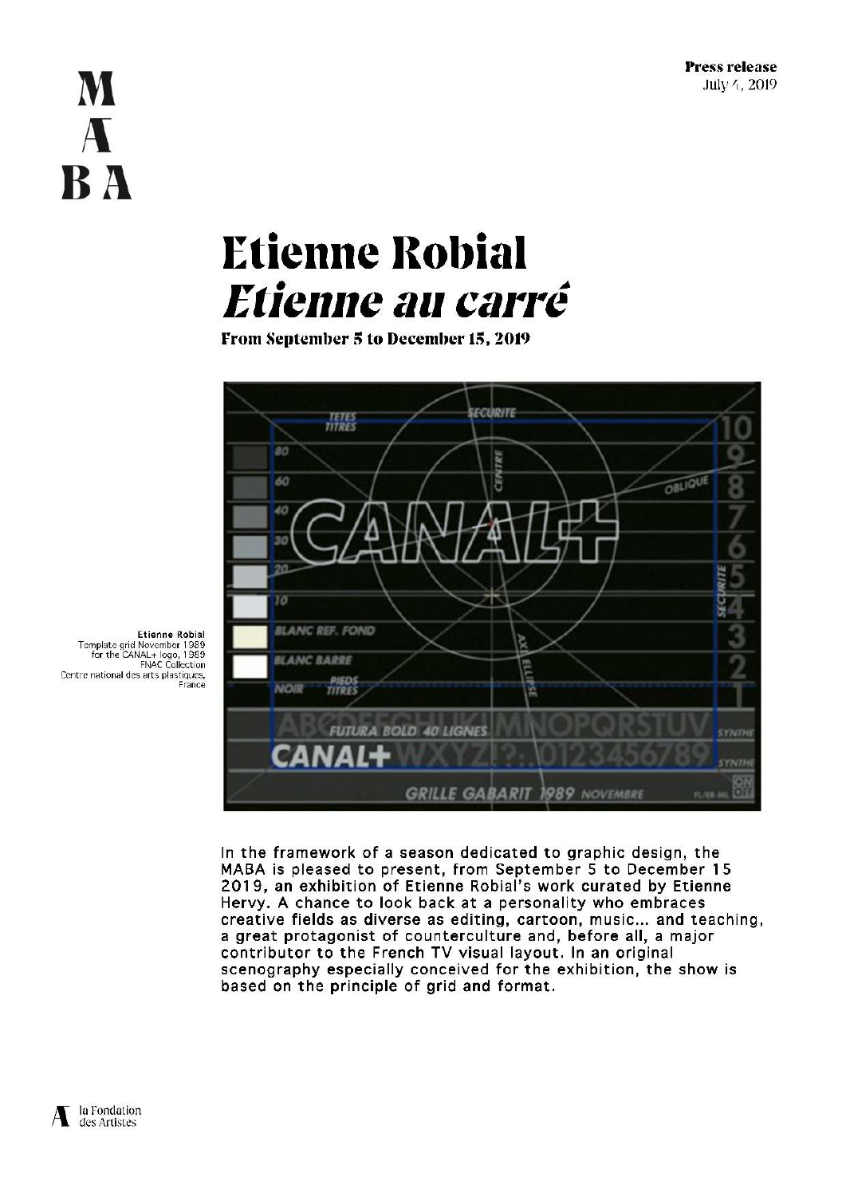**Press release**
July 4, 2019

# Etienne Robial
# *Etienne au carré*

**From September 5 to December 15, 2019**

Etienne Robial
Template grid November 1989
for the CANAL+ logo, 1989
FNAC Collection
Centre national des arts plastiques,
France

In the framework of a season dedicated to graphic design, the MABA is pleased to present, from September 5 to December 15 2019, an exhibition of Etienne Robial's work curated by Etienne Hervy. A chance to look back at a personality who embraces creative fields as diverse as editing, cartoon, music... and teaching, a great protagonist of counterculture and, before all, a major contributor to the French TV visual layout. In an original scenography especially conceived for the exhibition, the show is based on the principle of grid and format.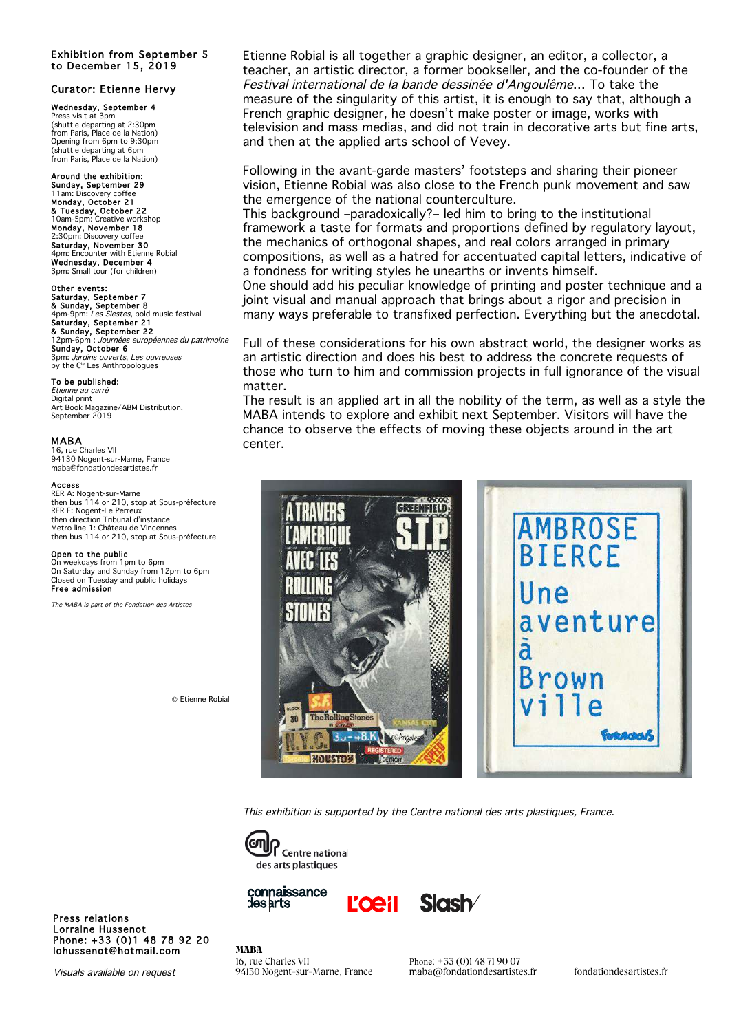**Exhibition from September 5 to December 15, 2019**

**Curator: Etienne Hervy**

**Wednesday, September 4**
Press visit at 3pm
(shuttle departing at 2:30pm
from Paris, Place de la Nation)
Opening from 6pm to 9:30pm
(shuttle departing at 6pm
from Paris, Place de la Nation)

**Around the exhibition:**
**Sunday, September 29**
11am: Discovery coffee
**Monday, October 21**
**& Tuesday, October 22**
10am-5pm: Creative workshop
**Monday, November 18**
2:30pm: Discovery coffee
**Saturday, November 30**
4pm: Encounter with Etienne Robial
**Wednesday, December 4**
3pm: Small tour (for children)

**Other events:**
**Saturday, September 7**
**& Sunday, September 8**
4pm-9pm: *Les Siestes*, bold music festival
**Saturday, September 21**
**& Sunday, September 22**
12pm-6pm : *Journées européennes du patrimoine*
**Sunday, October 6**
3pm: *Jardins ouverts, Les ouvreuses*
by the Cie Les Anthropologues

**To be published:**
*Etienne au carré*
Digital print
Art Book Magazine/ABM Distribution,
September 2019

**MABA**
16, rue Charles VII
94130 Nogent-sur-Marne, France
maba@fondationdesartistes.fr

**Access**
RER A: Nogent-sur-Marne
then bus 114 or 210, stop at Sous-préfecture
RER E: Nogent-Le Perreux
then direction Tribunal d'instance
Metro line 1: Château de Vincennes
then bus 114 or 210, stop at Sous-préfecture

**Open to the public**
On weekdays from 1pm to 6pm
On Saturday and Sunday from 12pm to 6pm
Closed on Tuesday and public holidays
**Free admission**

*The MABA is part of the Fondation des Artistes*

Etienne Robial is all together a graphic designer, an editor, a collector, a teacher, an artistic director, a former bookseller, and the co-founder of the *Festival international de la bande dessinée d'Angoulême*... To take the measure of the singularity of this artist, it is enough to say that, although a French graphic designer, he doesn't make poster or image, works with television and mass medias, and did not train in decorative arts but fine arts, and then at the applied arts school of Vevey.

Following in the avant-garde masters' footsteps and sharing their pioneer vision, Etienne Robial was also close to the French punk movement and saw the emergence of the national counterculture.
This background –paradoxically?– led him to bring to the institutional framework a taste for formats and proportions defined by regulatory layout, the mechanics of orthogonal shapes, and real colors arranged in primary compositions, as well as a hatred for accentuated capital letters, indicative of a fondness for writing styles he unearths or invents himself.
One should add his peculiar knowledge of printing and poster technique and a joint visual and manual approach that brings about a rigor and precision in many ways preferable to transfixed perfection. Everything but the anecdotal.

Full of these considerations for his own abstract world, the designer works as an artistic direction and does his best to address the concrete requests of those who turn to him and commission projects in full ignorance of the visual matter.
The result is an applied art in all the nobility of the term, as well as a style the MABA intends to explore and exhibit next September. Visitors will have the chance to observe the effects of moving these objects around in the art center.

© Etienne Robial

*This exhibition is supported by the Centre national des arts plastiques, France.*

**Press relations**
**Lorraine Hussenot**
**Phone: +33 (0)1 48 78 92 20**
**lohussenot@hotmail.com**

*Visuals available on request*

MABA
16, rue Charles VII
94130 Nogent-sur-Marne, France

Phone: +33 (0)1 48 71 90 07
maba@fondationdesartistes.fr

fondationdesartistes.fr